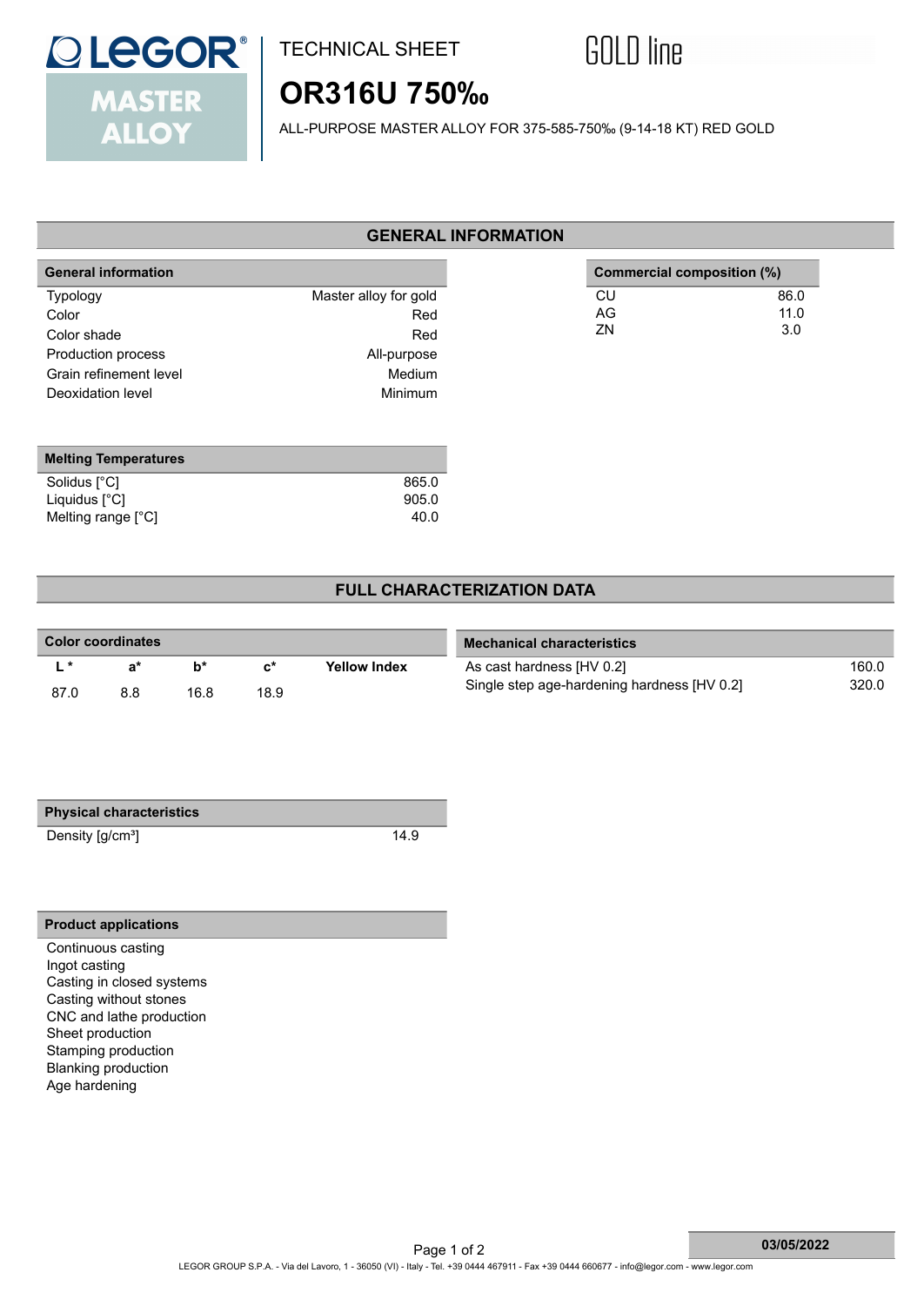LEGOR MASTER ALLOY

TECHNICAL SHEET

GOLD line

# OR316U 750‰

ALL-PURPOSE MASTER ALLOY FOR 375-585-750‰ (9-14-18 KT) RED GOLD

## GENERAL INFORMATION

| General information | |
|---|---|
| Typology | Master alloy for gold |
| Color | Red |
| Color shade | Red |
| Production process | All-purpose |
| Grain refinement level | Medium |
| Deoxidation level | Minimum |

| Commercial composition (%) | |
|---|---|
| CU | 86.0 |
| AG | 11.0 |
| ZN | 3.0 |

| Melting Temperatures | |
|---|---|
| Solidus [°C] | 865.0 |
| Liquidus [°C] | 905.0 |
| Melting range [°C] | 40.0 |

## FULL CHARACTERIZATION DATA

| Color coordinates | | | | |
|---|---|---|---|---|
| L * | a* | b* | c* | Yellow Index |
| 87.0 | 8.8 | 16.8 | 18.9 | |

| Mechanical characteristics | |
|---|---|
| As cast hardness [HV 0.2] | 160.0 |
| Single step age-hardening hardness [HV 0.2] | 320.0 |

| Physical characteristics | |
|---|---|
| Density [g/cm³] | 14.9 |

| Product applications |
|---|
| Continuous casting |
| Ingot casting |
| Casting in closed systems |
| Casting without stones |
| CNC and lathe production |
| Sheet production |
| Stamping production |
| Blanking production |
| Age hardening |

03/05/2022

LEGOR GROUP S.P.A. - Via del Lavoro, 1 - 36050 (VI) - Italy - Tel. +39 0444 467911 - Fax +39 0444 660677 - info@legor.com - www.legor.com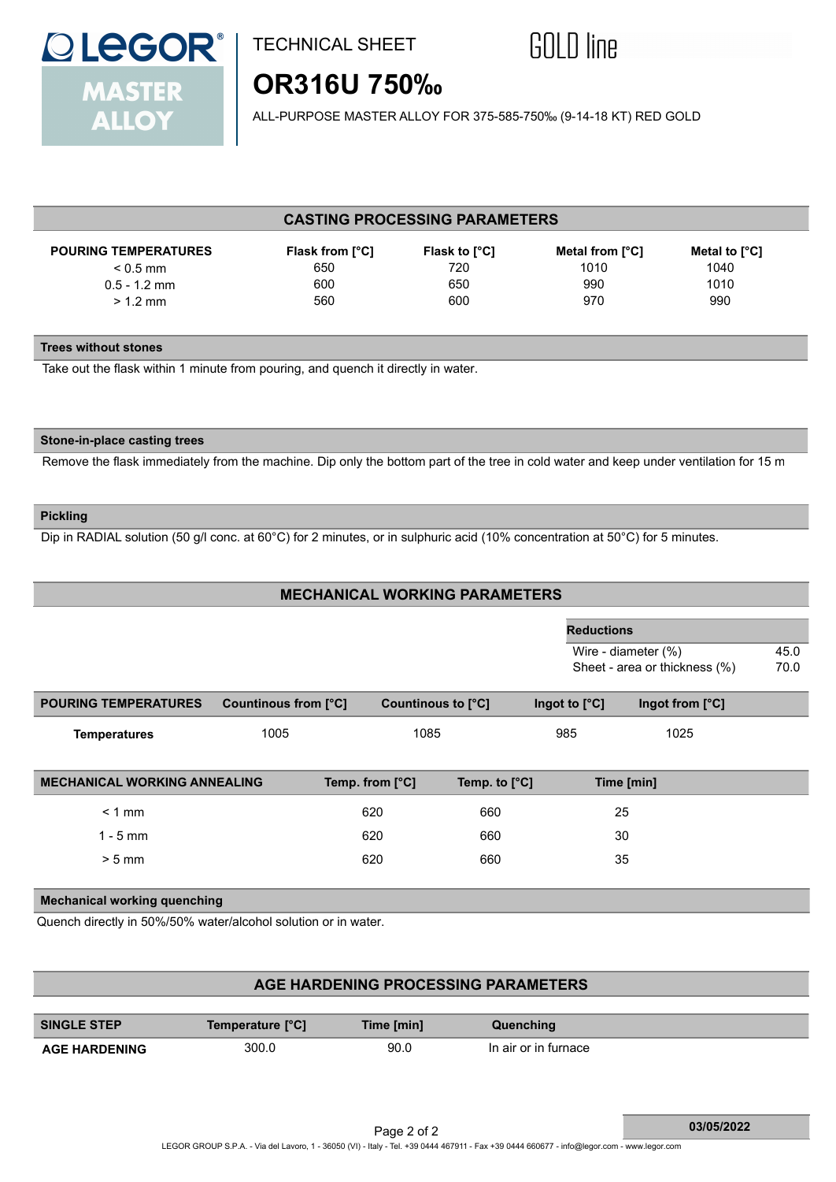# LEGOR MASTER ALLOY

TECHNICAL SHEET

GOLD line

# OR316U 750‰

ALL-PURPOSE MASTER ALLOY FOR 375-585-750‰ (9-14-18 KT) RED GOLD

## CASTING PROCESSING PARAMETERS

| POURING TEMPERATURES | Flask from [°C] | Flask to [°C] | Metal from [°C] | Metal to [°C] |
|---|---|---|---|---|
| < 0.5 mm | 650 | 720 | 1010 | 1040 |
| 0.5 - 1.2 mm | 600 | 650 | 990 | 1010 |
| > 1.2 mm | 560 | 600 | 970 | 990 |

### Trees without stones

Take out the flask within 1 minute from pouring, and quench it directly in water.

### Stone-in-place casting trees

Remove the flask immediately from the machine. Dip only the bottom part of the tree in cold water and keep under ventilation for 15 m

### Pickling

Dip in RADIAL solution (50 g/l conc. at 60°C) for 2 minutes, or in sulphuric acid (10% concentration at 50°C) for 5 minutes.

## MECHANICAL WORKING PARAMETERS

| Reductions | |
|---|---|
| Wire - diameter (%) | 45.0 |
| Sheet - area or thickness (%) | 70.0 |

| POURING TEMPERATURES | Countinous from [°C] | Countinous to [°C] | Ingot to [°C] | Ingot from [°C] |
|---|---|---|---|---|
| **Temperatures** | 1005 | 1085 | 985 | 1025 |

| MECHANICAL WORKING ANNEALING | Temp. from [°C] | Temp. to [°C] | Time [min] |
|---|---|---|---|
| < 1 mm | 620 | 660 | 25 |
| 1 - 5 mm | 620 | 660 | 30 |
| > 5 mm | 620 | 660 | 35 |

### Mechanical working quenching

Quench directly in 50%/50% water/alcohol solution or in water.

## AGE HARDENING PROCESSING PARAMETERS

| SINGLE STEP | Temperature [°C] | Time [min] | Quenching |
|---|---|---|---|
| **AGE HARDENING** | 300.0 | 90.0 | In air or in furnace |

03/05/2022

LEGOR GROUP S.P.A. - Via del Lavoro, 1 - 36050 (VI) - Italy - Tel. +39 0444 467911 - Fax +39 0444 660677 - info@legor.com - www.legor.com